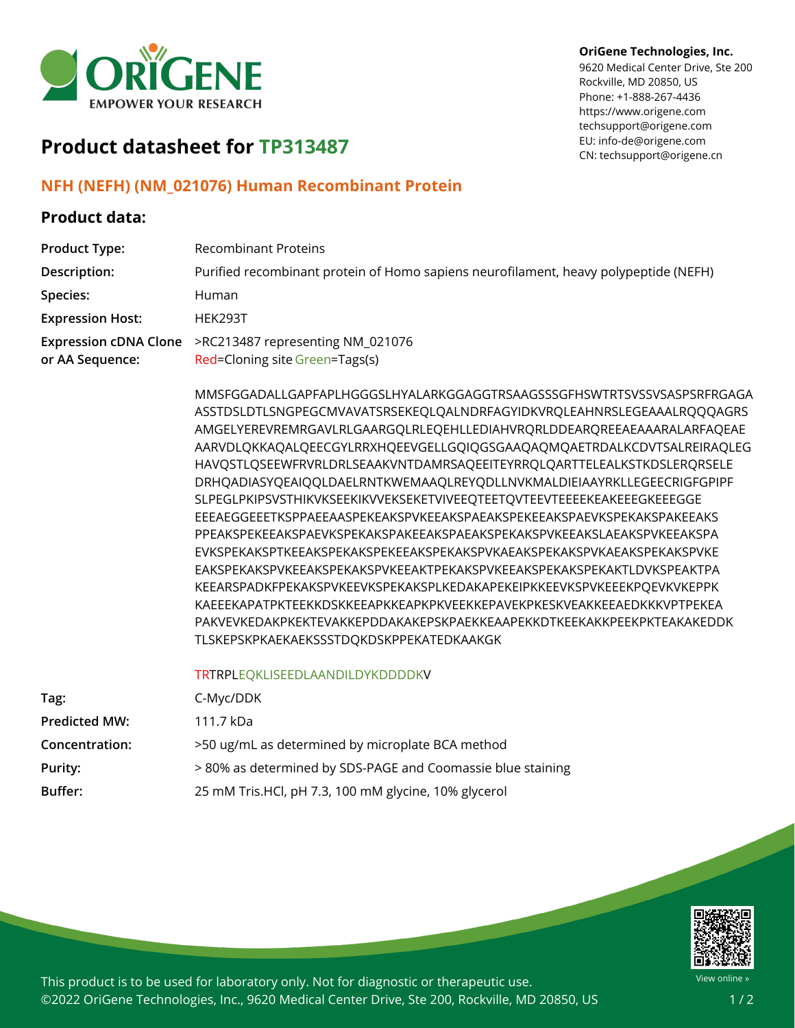OriGene Technologies, Inc.
9620 Medical Center Drive, Ste 200
Rockville, MD 20850, US
Phone: +1-888-267-4436
https://www.origene.com
techsupport@origene.com
EU: info-de@origene.com
CN: techsupport@origene.cn

# Product datasheet for TP313487

## NFH (NEFH) (NM_021076) Human Recombinant Protein

## Product data:

| | |
|---|---|
| **Product Type:** | Recombinant Proteins |
| **Description:** | Purified recombinant protein of Homo sapiens neurofilament, heavy polypeptide (NEFH) |
| **Species:** | Human |
| **Expression Host:** | HEK293T |
| **Expression cDNA Clone or AA Sequence:** | >RC213487 representing NM_021076<br>Red=Cloning site Green=Tags(s) |

MMSFGGADALLGAPFAPLHGGGSLHYALARKGGAGGTRSAAGSSSGFHSWTRTSVSSVSASPSRFRGAGA
ASSTDSLDTLSNGPEGCMVAVATSRSEKEQLQALNDRFAGYIDKVRQLEAHNRSLEGEAAALRQQQAGRS
AMGELYEREVREMRGAVLRLGAARGQLRLEQEHLLEDIAHVRQRLDDEARQREEAEAAARALARFAQEAE
AARVDLQKKAQALQEECGYLRRXHQEEVGELLGQIQGSGAAQAQMQAETRDALKCDVTSALREIRAQLEG
HAVQSTLQSEEWFRVRLDRLSEAAKVNTDAMRSAQEEITEYRRQLQARTTELEALKSTKDSLERQRSELE
DRHQADIASYQEAIQQLDAELRNTKWEMAAQLREYQDLLNVKMALDIEIAAYRKLLEGEECRIGFGPIPF
SLPEGLPKIPSVSTHIKVKSEEKIKVVEKSEKETVIVEEQTEETQVTEEVTEEEEKEAKEEEGKEEEGGE
EEEAEGGEEETKSPPAEEAASPEKEAKSPVKEEAKSPAEAKSPEKEEAKSPAEVKSPEKAKSPAKEEAKS
PPEAKSPEKEEAKSPAEVKSPEKAKSPAKEEAKSPAEAKSPEKAKSPVKEEAKSLAEAKSPVKEEAKSPA
EVKSPEKAKSPTKEEAKSPEKAKSPEKEEAKSPEKAKSPVKAEAKSPEKAKSPVKAEAKSPEKAKSPVKE
EAKSPEKAKSPVKEEAKSPEKAKSPVKEEAKTPEKAKSPVKEEAKSPEKAKSPEKAKTLDVKSPEAKTPA
KEEARSPADKFPEKAKSPVKEEVKSPEKAKSPLKEDAKAPEKEIPKKEEVKSPVKEEEKPQEVKVKEPPK
KAEEEKAPATPKTEEKKDSKKEEAPKKEAPKPKVEEKKEPAVEKPKESKVEAKKEEAEDKKKVPTPEKEA
PAKVEVKEDAKPKEKTEVAKKEPDDAKAKEPSKPAEKKEAAPEKKDTKEEKAKKPEEKPKTEAKAKEDDK
TLSKEPSKPKAEKAEKSSSTDQKDSKPPEKATEDKAAKGK

TRTRPLEQKLISEEDLAANDILDYKDDDDKV

| | |
|---|---|
| **Tag:** | C-Myc/DDK |
| **Predicted MW:** | 111.7 kDa |
| **Concentration:** | >50 ug/mL as determined by microplate BCA method |
| **Purity:** | > 80% as determined by SDS-PAGE and Coomassie blue staining |
| **Buffer:** | 25 mM Tris.HCl, pH 7.3, 100 mM glycine, 10% glycerol |

This product is to be used for laboratory only. Not for diagnostic or therapeutic use.
©2022 OriGene Technologies, Inc., 9620 Medical Center Drive, Ste 200, Rockville, MD 20850, US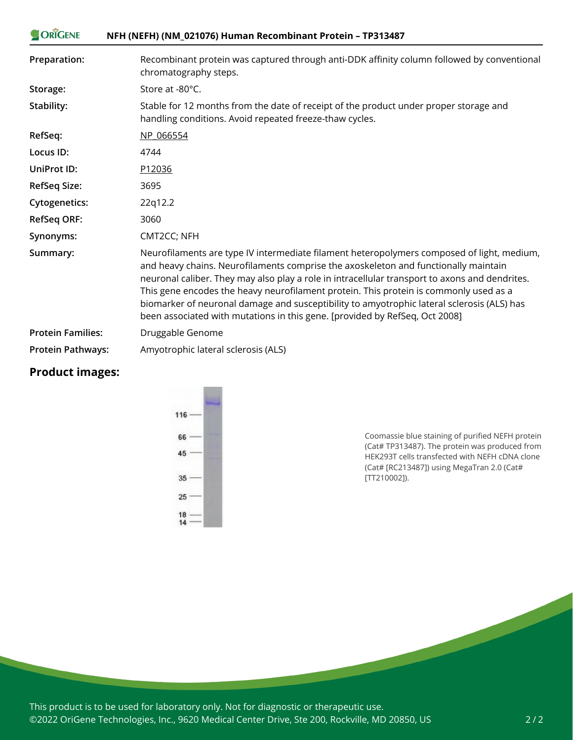| | |
|---|---|
| **Preparation:** | Recombinant protein was captured through anti-DDK affinity column followed by conventional chromatography steps. |
| **Storage:** | Store at -80°C. |
| **Stability:** | Stable for 12 months from the date of receipt of the product under proper storage and handling conditions. Avoid repeated freeze-thaw cycles. |
| **RefSeq:** | NP_066554 |
| **Locus ID:** | 4744 |
| **UniProt ID:** | P12036 |
| **RefSeq Size:** | 3695 |
| **Cytogenetics:** | 22q12.2 |
| **RefSeq ORF:** | 3060 |
| **Synonyms:** | CMT2CC; NFH |
| **Summary:** | Neurofilaments are type IV intermediate filament heteropolymers composed of light, medium, and heavy chains. Neurofilaments comprise the axoskeleton and functionally maintain neuronal caliber. They may also play a role in intracellular transport to axons and dendrites. This gene encodes the heavy neurofilament protein. This protein is commonly used as a biomarker of neuronal damage and susceptibility to amyotrophic lateral sclerosis (ALS) has been associated with mutations in this gene. [provided by RefSeq, Oct 2008] |
| **Protein Families:** | Druggable Genome |
| **Protein Pathways:** | Amyotrophic lateral sclerosis (ALS) |

## Product images:

116
66
45
35
25
18
14

Coomassie blue staining of purified NEFH protein (Cat# TP313487). The protein was produced from HEK293T cells transfected with NEFH cDNA clone (Cat# [RC213487]) using MegaTran 2.0 (Cat# [TT210002]).

This product is to be used for laboratory only. Not for diagnostic or therapeutic use.
©2022 OriGene Technologies, Inc., 9620 Medical Center Drive, Ste 200, Rockville, MD 20850, US